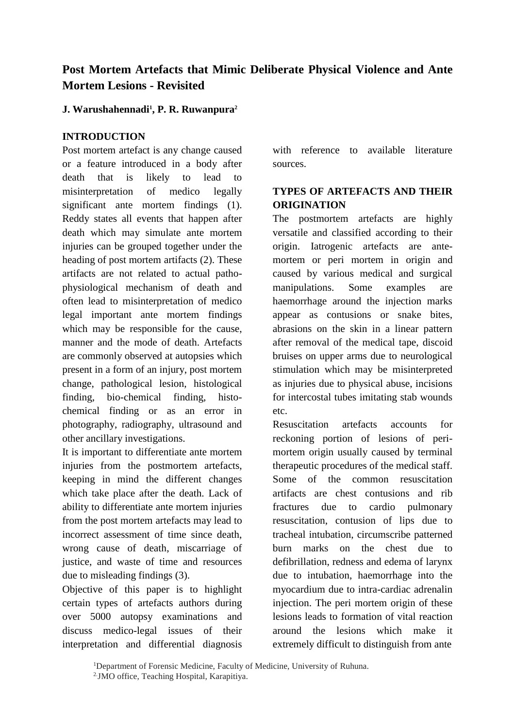# Post Mortem Artefacts that Mimic Deliberate Physical Violence and Ante Mortem Lesions - Revisited

**J. Warushahennadi[1], P. R. Ruwanpura[2]**

## INTRODUCTION

Post mortem artefact is any change caused or a feature introduced in a body after death that is likely to lead to misinterpretation of medico legally significant ante mortem findings (1). Reddy states all events that happen after death which may simulate ante mortem injuries can be grouped together under the heading of post mortem artifacts (2). These artifacts are not related to actual patho-physiological mechanism of death and often lead to misinterpretation of medico legal important ante mortem findings which may be responsible for the cause, manner and the mode of death. Artefacts are commonly observed at autopsies which present in a form of an injury, post mortem change, pathological lesion, histological finding, bio-chemical finding, histo-chemical finding or as an error in photography, radiography, ultrasound and other ancillary investigations.

It is important to differentiate ante mortem injuries from the postmortem artefacts, keeping in mind the different changes which take place after the death. Lack of ability to differentiate ante mortem injuries from the post mortem artefacts may lead to incorrect assessment of time since death, wrong cause of death, miscarriage of justice, and waste of time and resources due to misleading findings (3).

Objective of this paper is to highlight certain types of artefacts authors during over 5000 autopsy examinations and discuss medico-legal issues of their interpretation and differential diagnosis with reference to available literature sources.

## TYPES OF ARTEFACTS AND THEIR ORIGINATION

The postmortem artefacts are highly versatile and classified according to their origin. Iatrogenic artefacts are ante-mortem or peri mortem in origin and caused by various medical and surgical manipulations. Some examples are haemorrhage around the injection marks appear as contusions or snake bites, abrasions on the skin in a linear pattern after removal of the medical tape, discoid bruises on upper arms due to neurological stimulation which may be misinterpreted as injuries due to physical abuse, incisions for intercostal tubes imitating stab wounds etc.

Resuscitation artefacts accounts for reckoning portion of lesions of peri-mortem origin usually caused by terminal therapeutic procedures of the medical staff. Some of the common resuscitation artifacts are chest contusions and rib fractures due to cardio pulmonary resuscitation, contusion of lips due to tracheal intubation, circumscribe patterned burn marks on the chest due to defibrillation, redness and edema of larynx due to intubation, haemorrhage into the myocardium due to intra-cardiac adrenalin injection. The peri mortem origin of these lesions leads to formation of vital reaction around the lesions which make it extremely difficult to distinguish from ante

[1]Department of Forensic Medicine, Faculty of Medicine, University of Ruhuna.
[2]JMO office, Teaching Hospital, Karapitiya.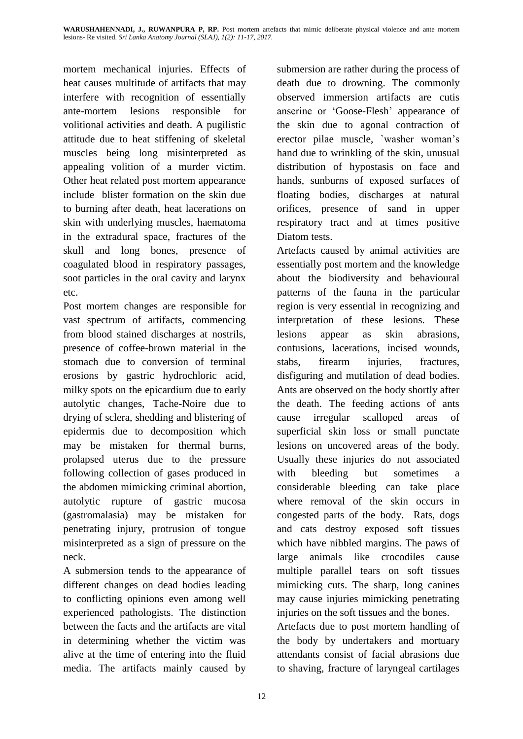mortem mechanical injuries. Effects of heat causes multitude of artifacts that may interfere with recognition of essentially ante-mortem lesions responsible for volitional activities and death. A pugilistic attitude due to heat stiffening of skeletal muscles being long misinterpreted as appealing volition of a murder victim. Other heat related post mortem appearance include blister formation on the skin due to burning after death, heat lacerations on skin with underlying muscles, haematoma in the extradural space, fractures of the skull and long bones, presence of coagulated blood in respiratory passages, soot particles in the oral cavity and larynx etc.

Post mortem changes are responsible for vast spectrum of artifacts, commencing from blood stained discharges at nostrils, presence of coffee-brown material in the stomach due to conversion of terminal erosions by gastric hydrochloric acid, milky spots on the epicardium due to early autolytic changes, Tache-Noire due to drying of sclera, shedding and blistering of epidermis due to decomposition which may be mistaken for thermal burns, prolapsed uterus due to the pressure following collection of gases produced in the abdomen mimicking criminal abortion, autolytic rupture of gastric mucosa (gastromalasia) may be mistaken for penetrating injury, protrusion of tongue misinterpreted as a sign of pressure on the neck.

A submersion tends to the appearance of different changes on dead bodies leading to conflicting opinions even among well experienced pathologists. The distinction between the facts and the artifacts are vital in determining whether the victim was alive at the time of entering into the fluid media. The artifacts mainly caused by submersion are rather during the process of death due to drowning. The commonly observed immersion artifacts are cutis anserine or 'Goose-Flesh' appearance of the skin due to agonal contraction of erector pilae muscle, `washer woman's hand due to wrinkling of the skin, unusual distribution of hypostasis on face and hands, sunburns of exposed surfaces of floating bodies, discharges at natural orifices, presence of sand in upper respiratory tract and at times positive Diatom tests.

Artefacts caused by animal activities are essentially post mortem and the knowledge about the biodiversity and behavioural patterns of the fauna in the particular region is very essential in recognizing and interpretation of these lesions. These lesions appear as skin abrasions, contusions, lacerations, incised wounds, stabs, firearm injuries, fractures, disfiguring and mutilation of dead bodies. Ants are observed on the body shortly after the death. The feeding actions of ants cause irregular scalloped areas of superficial skin loss or small punctate lesions on uncovered areas of the body. Usually these injuries do not associated with bleeding but sometimes a considerable bleeding can take place where removal of the skin occurs in congested parts of the body. Rats, dogs and cats destroy exposed soft tissues which have nibbled margins. The paws of large animals like crocodiles cause multiple parallel tears on soft tissues mimicking cuts. The sharp, long canines may cause injuries mimicking penetrating injuries on the soft tissues and the bones.

Artefacts due to post mortem handling of the body by undertakers and mortuary attendants consist of facial abrasions due to shaving, fracture of laryngeal cartilages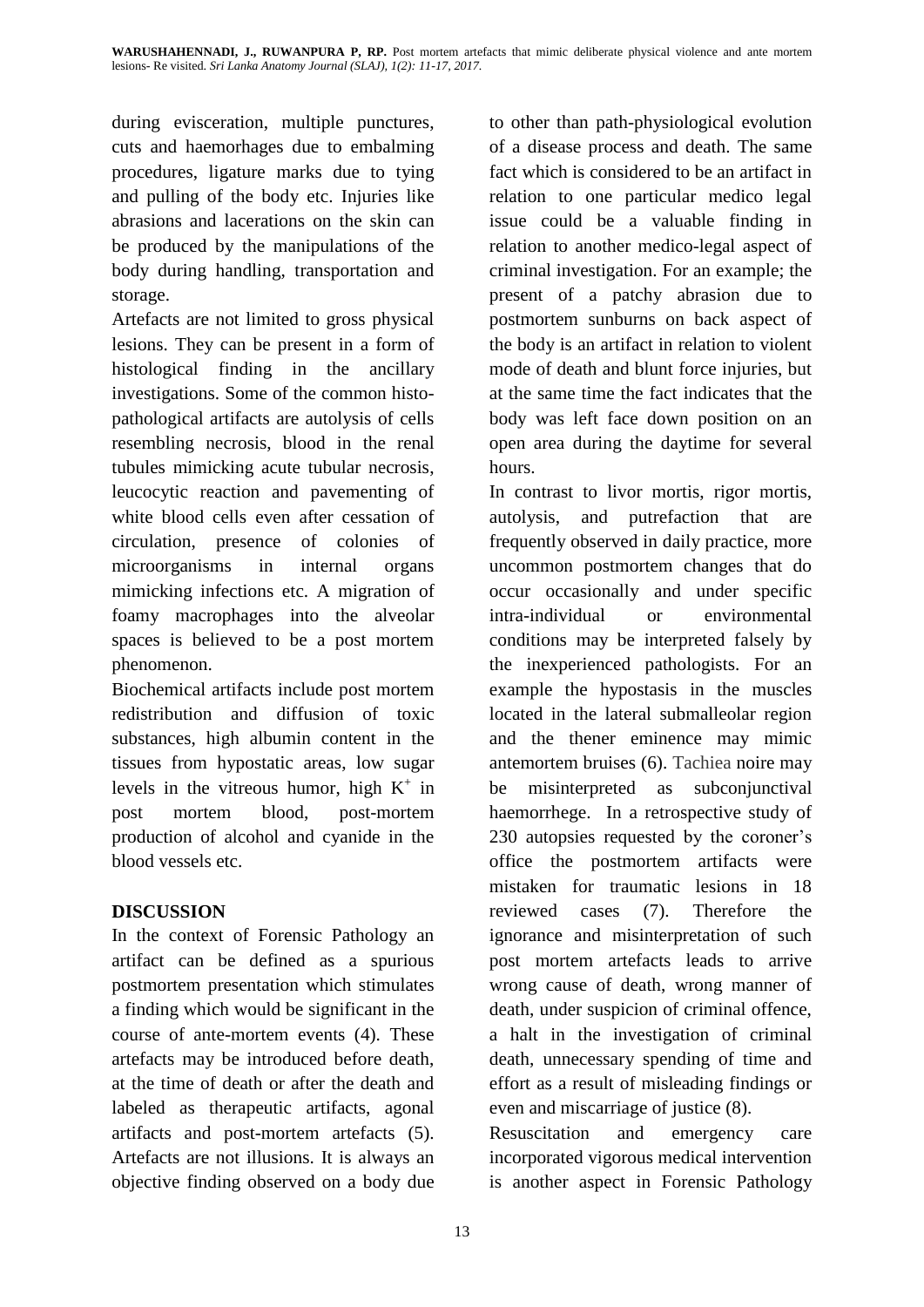during evisceration, multiple punctures, cuts and haemorhages due to embalming procedures, ligature marks due to tying and pulling of the body etc. Injuries like abrasions and lacerations on the skin can be produced by the manipulations of the body during handling, transportation and storage.

Artefacts are not limited to gross physical lesions. They can be present in a form of histological finding in the ancillary investigations. Some of the common histo-pathological artifacts are autolysis of cells resembling necrosis, blood in the renal tubules mimicking acute tubular necrosis, leucocytic reaction and pavementing of white blood cells even after cessation of circulation, presence of colonies of microorganisms in internal organs mimicking infections etc. A migration of foamy macrophages into the alveolar spaces is believed to be a post mortem phenomenon.

Biochemical artifacts include post mortem redistribution and diffusion of toxic substances, high albumin content in the tissues from hypostatic areas, low sugar levels in the vitreous humor, high $K^+$ in post mortem blood, post-mortem production of alcohol and cyanide in the blood vessels etc.

## DISCUSSION

In the context of Forensic Pathology an artifact can be defined as a spurious postmortem presentation which stimulates a finding which would be significant in the course of ante-mortem events (4). These artefacts may be introduced before death, at the time of death or after the death and labeled as therapeutic artifacts, agonal artifacts and post-mortem artefacts (5). Artefacts are not illusions. It is always an objective finding observed on a body due to other than path-physiological evolution of a disease process and death. The same fact which is considered to be an artifact in relation to one particular medico legal issue could be a valuable finding in relation to another medico-legal aspect of criminal investigation. For an example; the present of a patchy abrasion due to postmortem sunburns on back aspect of the body is an artifact in relation to violent mode of death and blunt force injuries, but at the same time the fact indicates that the body was left face down position on an open area during the daytime for several hours.

In contrast to livor mortis, rigor mortis, autolysis, and putrefaction that are frequently observed in daily practice, more uncommon postmortem changes that do occur occasionally and under specific intra-individual or environmental conditions may be interpreted falsely by the inexperienced pathologists. For an example the hypostasis in the muscles located in the lateral submalleolar region and the thener eminence may mimic antemortem bruises (6). Tachiea noire may be misinterpreted as subconjunctival haemorrhege. In a retrospective study of 230 autopsies requested by the coroner's office the postmortem artifacts were mistaken for traumatic lesions in 18 reviewed cases (7). Therefore the ignorance and misinterpretation of such post mortem artefacts leads to arrive wrong cause of death, wrong manner of death, under suspicion of criminal offence, a halt in the investigation of criminal death, unnecessary spending of time and effort as a result of misleading findings or even and miscarriage of justice (8).

Resuscitation and emergency care incorporated vigorous medical intervention is another aspect in Forensic Pathology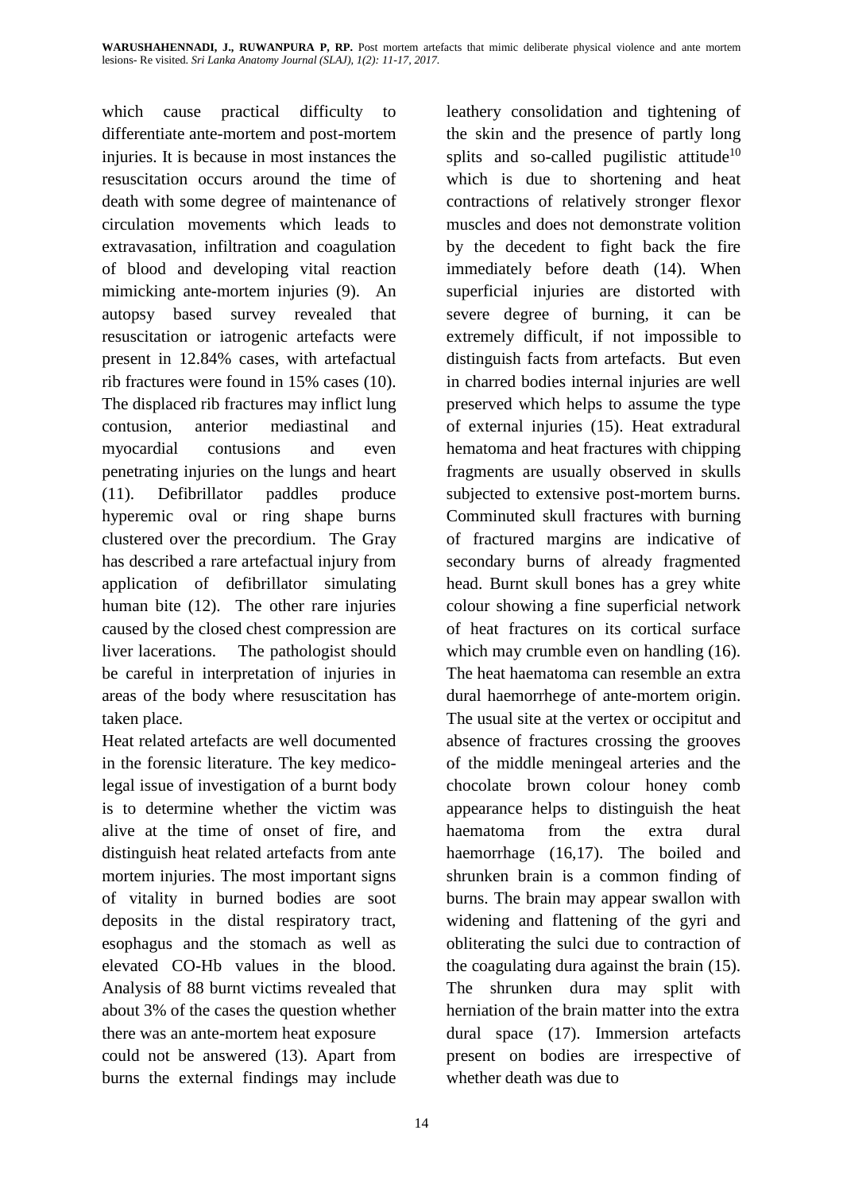which cause practical difficulty to differentiate ante-mortem and post-mortem injuries. It is because in most instances the resuscitation occurs around the time of death with some degree of maintenance of circulation movements which leads to extravasation, infiltration and coagulation of blood and developing vital reaction mimicking ante-mortem injuries (9). An autopsy based survey revealed that resuscitation or iatrogenic artefacts were present in 12.84% cases, with artefactual rib fractures were found in 15% cases (10). The displaced rib fractures may inflict lung contusion, anterior mediastinal and myocardial contusions and even penetrating injuries on the lungs and heart (11). Defibrillator paddles produce hyperemic oval or ring shape burns clustered over the precordium. The Gray has described a rare artefactual injury from application of defibrillator simulating human bite (12). The other rare injuries caused by the closed chest compression are liver lacerations. The pathologist should be careful in interpretation of injuries in areas of the body where resuscitation has taken place.

Heat related artefacts are well documented in the forensic literature. The key medico-legal issue of investigation of a burnt body is to determine whether the victim was alive at the time of onset of fire, and distinguish heat related artefacts from ante mortem injuries. The most important signs of vitality in burned bodies are soot deposits in the distal respiratory tract, esophagus and the stomach as well as elevated CO-Hb values in the blood. Analysis of 88 burnt victims revealed that about 3% of the cases the question whether there was an ante-mortem heat exposure could not be answered (13). Apart from burns the external findings may include leathery consolidation and tightening of the skin and the presence of partly long splits and so-called pugilistic attitude[10] which is due to shortening and heat contractions of relatively stronger flexor muscles and does not demonstrate volition by the decedent to fight back the fire immediately before death (14). When superficial injuries are distorted with severe degree of burning, it can be extremely difficult, if not impossible to distinguish facts from artefacts. But even in charred bodies internal injuries are well preserved which helps to assume the type of external injuries (15). Heat extradural hematoma and heat fractures with chipping fragments are usually observed in skulls subjected to extensive post-mortem burns. Comminuted skull fractures with burning of fractured margins are indicative of secondary burns of already fragmented head. Burnt skull bones has a grey white colour showing a fine superficial network of heat fractures on its cortical surface which may crumble even on handling (16). The heat haematoma can resemble an extra dural haemorrhege of ante-mortem origin. The usual site at the vertex or occipitut and absence of fractures crossing the grooves of the middle meningeal arteries and the chocolate brown colour honey comb appearance helps to distinguish the heat haematoma from the extra dural haemorrhage (16,17). The boiled and shrunken brain is a common finding of burns. The brain may appear swallon with widening and flattening of the gyri and obliterating the sulci due to contraction of the coagulating dura against the brain (15). The shrunken dura may split with herniation of the brain matter into the extra dural space (17). Immersion artefacts present on bodies are irrespective of whether death was due to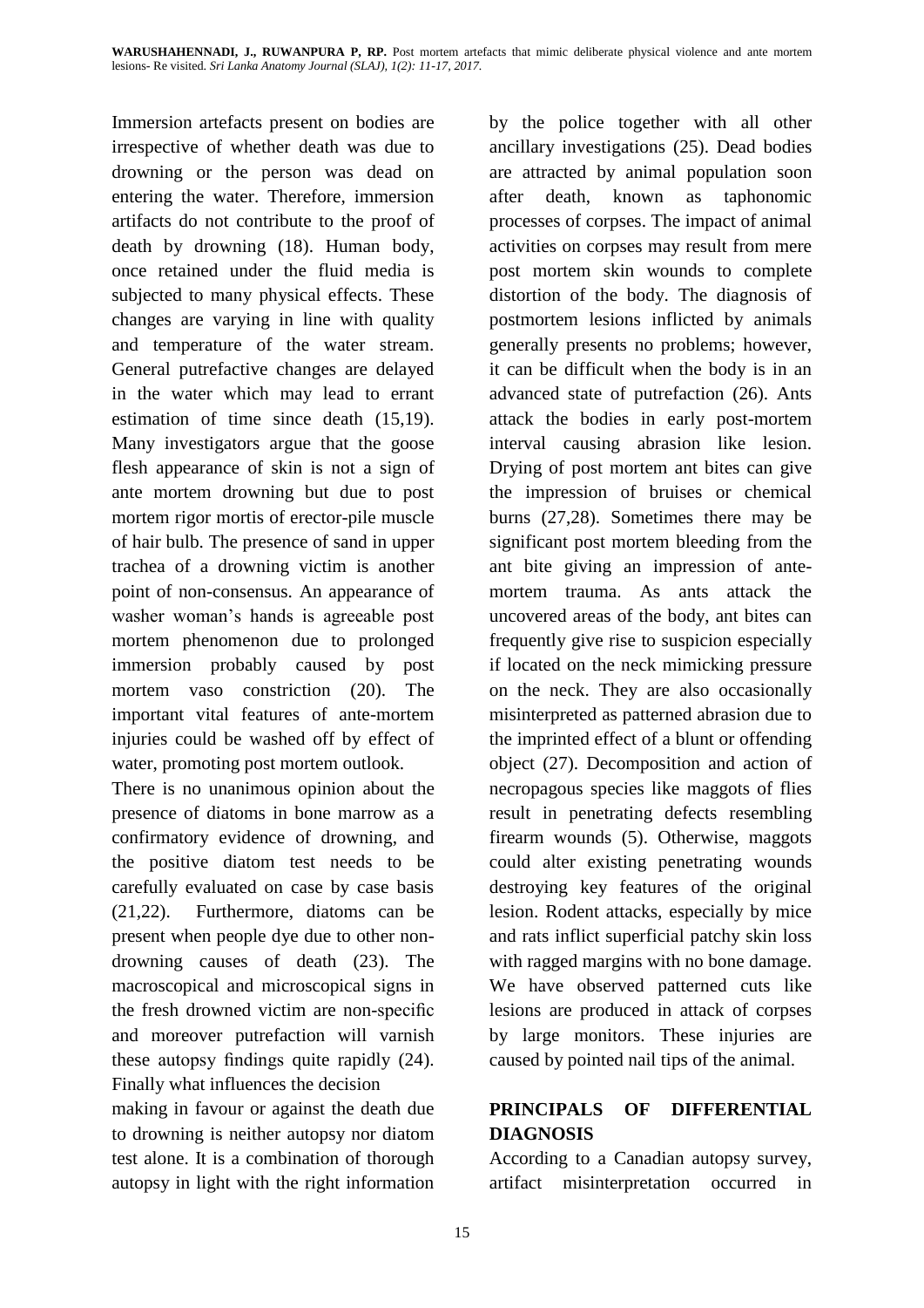Immersion artefacts present on bodies are irrespective of whether death was due to drowning or the person was dead on entering the water. Therefore, immersion artifacts do not contribute to the proof of death by drowning (18). Human body, once retained under the fluid media is subjected to many physical effects. These changes are varying in line with quality and temperature of the water stream. General putrefactive changes are delayed in the water which may lead to errant estimation of time since death (15,19). Many investigators argue that the goose flesh appearance of skin is not a sign of ante mortem drowning but due to post mortem rigor mortis of erector-pile muscle of hair bulb. The presence of sand in upper trachea of a drowning victim is another point of non-consensus. An appearance of washer woman's hands is agreeable post mortem phenomenon due to prolonged immersion probably caused by post mortem vaso constriction (20). The important vital features of ante-mortem injuries could be washed off by effect of water, promoting post mortem outlook.

There is no unanimous opinion about the presence of diatoms in bone marrow as a confirmatory evidence of drowning, and the positive diatom test needs to be carefully evaluated on case by case basis (21,22). Furthermore, diatoms can be present when people dye due to other non-drowning causes of death (23). The macroscopical and microscopical signs in the fresh drowned victim are non-specific and moreover putrefaction will varnish these autopsy findings quite rapidly (24). Finally what influences the decision making in favour or against the death due to drowning is neither autopsy nor diatom test alone. It is a combination of thorough autopsy in light with the right information by the police together with all other ancillary investigations (25). Dead bodies are attracted by animal population soon after death, known as taphonomic processes of corpses. The impact of animal activities on corpses may result from mere post mortem skin wounds to complete distortion of the body. The diagnosis of postmortem lesions inflicted by animals generally presents no problems; however, it can be difficult when the body is in an advanced state of putrefaction (26). Ants attack the bodies in early post-mortem interval causing abrasion like lesion. Drying of post mortem ant bites can give the impression of bruises or chemical burns (27,28). Sometimes there may be significant post mortem bleeding from the ant bite giving an impression of ante-mortem trauma. As ants attack the uncovered areas of the body, ant bites can frequently give rise to suspicion especially if located on the neck mimicking pressure on the neck. They are also occasionally misinterpreted as patterned abrasion due to the imprinted effect of a blunt or offending object (27). Decomposition and action of necropagous species like maggots of flies result in penetrating defects resembling firearm wounds (5). Otherwise, maggots could alter existing penetrating wounds destroying key features of the original lesion. Rodent attacks, especially by mice and rats inflict superficial patchy skin loss with ragged margins with no bone damage. We have observed patterned cuts like lesions are produced in attack of corpses by large monitors. These injuries are caused by pointed nail tips of the animal.

## PRINCIPALS OF DIFFERENTIAL DIAGNOSIS

According to a Canadian autopsy survey, artifact misinterpretation occurred in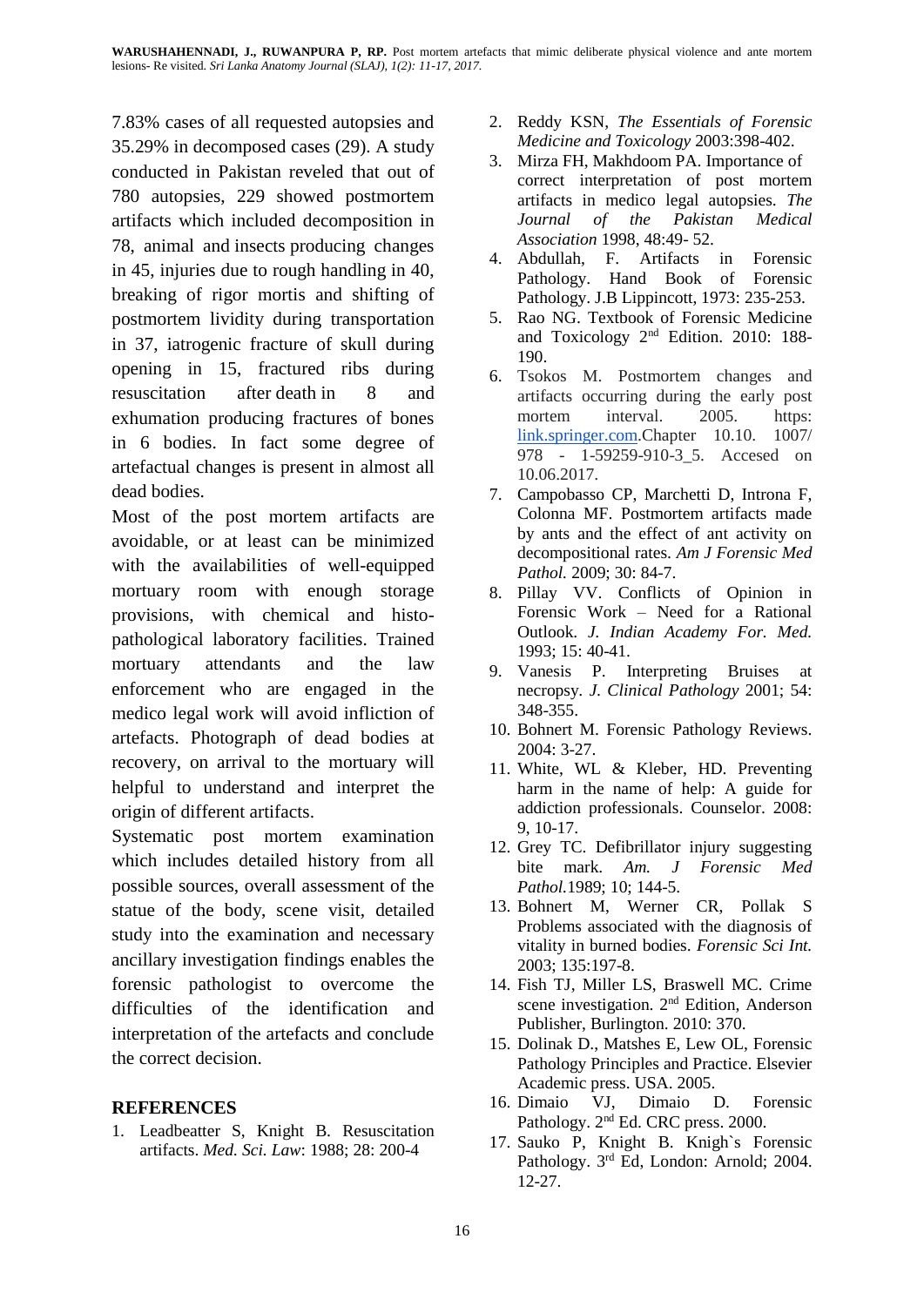7.83% cases of all requested autopsies and 35.29% in decomposed cases (29). A study conducted in Pakistan reveled that out of 780 autopsies, 229 showed postmortem artifacts which included decomposition in 78, animal and insects producing changes in 45, injuries due to rough handling in 40, breaking of rigor mortis and shifting of postmortem lividity during transportation in 37, iatrogenic fracture of skull during opening in 15, fractured ribs during resuscitation after death in 8 and exhumation producing fractures of bones in 6 bodies. In fact some degree of artefactual changes is present in almost all dead bodies.

Most of the post mortem artifacts are avoidable, or at least can be minimized with the availabilities of well-equipped mortuary room with enough storage provisions, with chemical and histo-pathological laboratory facilities. Trained mortuary attendants and the law enforcement who are engaged in the medico legal work will avoid infliction of artefacts. Photograph of dead bodies at recovery, on arrival to the mortuary will helpful to understand and interpret the origin of different artifacts.

Systematic post mortem examination which includes detailed history from all possible sources, overall assessment of the statue of the body, scene visit, detailed study into the examination and necessary ancillary investigation findings enables the forensic pathologist to overcome the difficulties of the identification and interpretation of the artefacts and conclude the correct decision.

## REFERENCES

1. Leadbeatter S, Knight B. Resuscitation artifacts. *Med. Sci. Law*: 1988; 28: 200-4
2. Reddy KSN, *The Essentials of Forensic Medicine and Toxicology* 2003:398-402.
3. Mirza FH, Makhdoom PA. Importance of correct interpretation of post mortem artifacts in medico legal autopsies. *The Journal of the Pakistan Medical Association* 1998, 48:49- 52.
4. Abdullah, F. Artifacts in Forensic Pathology. Hand Book of Forensic Pathology. J.B Lippincott, 1973: 235-253.
5. Rao NG. Textbook of Forensic Medicine and Toxicology 2nd Edition. 2010: 188-190.
6. Tsokos M. Postmortem changes and artifacts occurring during the early post mortem interval. 2005. https: link.springer.com.Chapter 10.10. 1007/ 978 - 1-59259-910-3_5. Accesed on 10.06.2017.
7. Campobasso CP, Marchetti D, Introna F, Colonna MF. Postmortem artifacts made by ants and the effect of ant activity on decompositional rates. *Am J Forensic Med Pathol.* 2009; 30: 84-7.
8. Pillay VV. Conflicts of Opinion in Forensic Work – Need for a Rational Outlook. *J. Indian Academy For. Med.* 1993; 15: 40-41.
9. Vanesis P. Interpreting Bruises at necropsy. *J. Clinical Pathology* 2001; 54: 348-355.
10. Bohnert M. Forensic Pathology Reviews. 2004: 3-27.
11. White, WL & Kleber, HD. Preventing harm in the name of help: A guide for addiction professionals. Counselor. 2008: 9, 10-17.
12. Grey TC. Defibrillator injury suggesting bite mark. *Am. J Forensic Med Pathol.*1989; 10; 144-5.
13. Bohnert M, Werner CR, Pollak S Problems associated with the diagnosis of vitality in burned bodies. *Forensic Sci Int.* 2003; 135:197-8.
14. Fish TJ, Miller LS, Braswell MC. Crime scene investigation. 2nd Edition, Anderson Publisher, Burlington. 2010: 370.
15. Dolinak D., Matshes E, Lew OL, Forensic Pathology Principles and Practice. Elsevier Academic press. USA. 2005.
16. Dimaio VJ, Dimaio D. Forensic Pathology. 2nd Ed. CRC press. 2000.
17. Sauko P, Knight B. Knigh`s Forensic Pathology. 3rd Ed, London: Arnold; 2004. 12-27.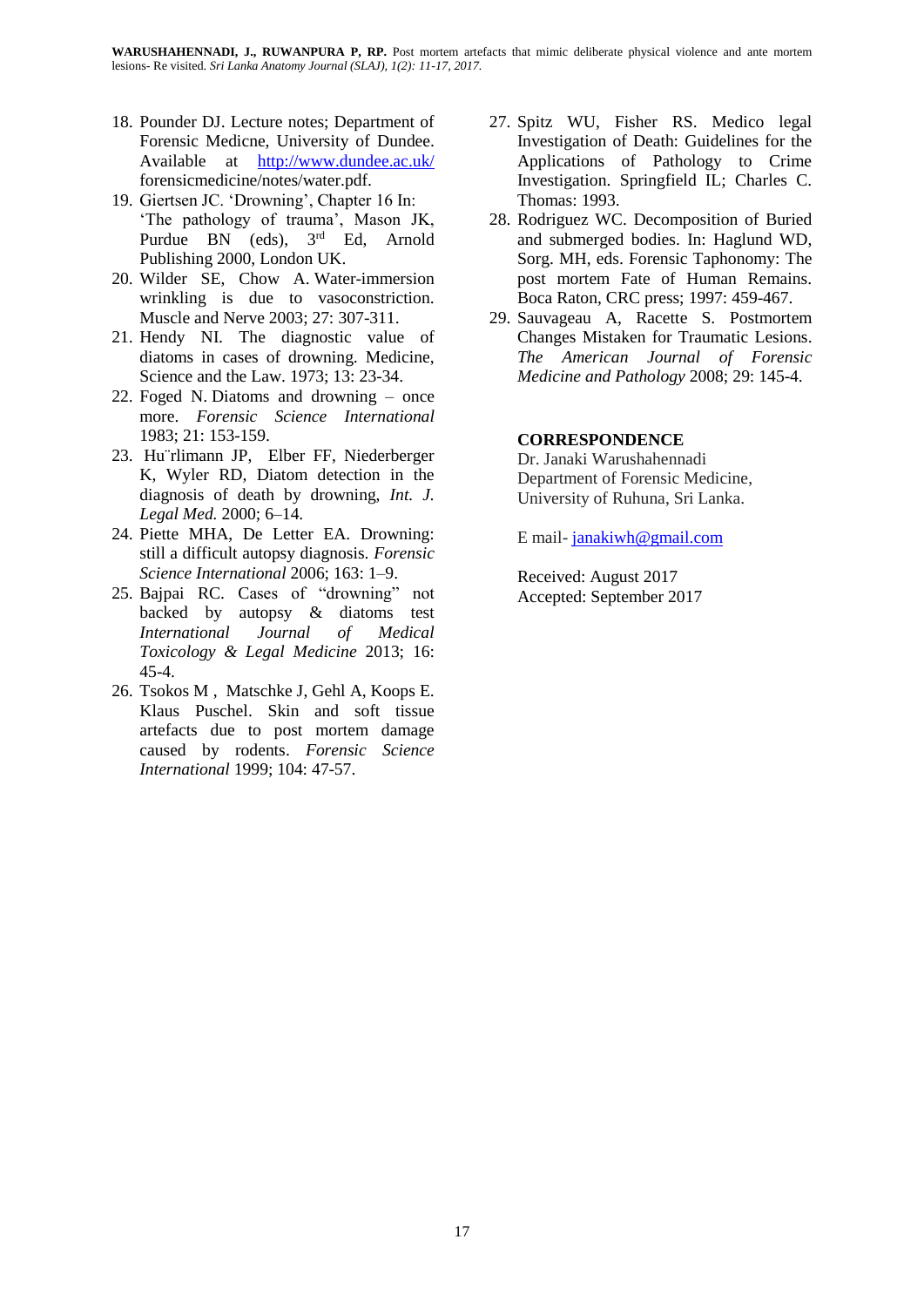18. Pounder DJ. Lecture notes; Department of Forensic Medicne, University of Dundee. Available at http://www.dundee.ac.uk/forensicmedicine/notes/water.pdf.
19. Giertsen JC. 'Drowning', Chapter 16 In: 'The pathology of trauma', Mason JK, Purdue BN (eds), 3rd Ed, Arnold Publishing 2000, London UK.
20. Wilder SE, Chow A. Water-immersion wrinkling is due to vasoconstriction. Muscle and Nerve 2003; 27: 307-311.
21. Hendy NI. The diagnostic value of diatoms in cases of drowning. Medicine, Science and the Law. 1973; 13: 23-34.
22. Foged N. Diatoms and drowning – once more. *Forensic Science International* 1983; 21: 153-159.
23. Hu¨rlimann JP, Elber FF, Niederberger K, Wyler RD, Diatom detection in the diagnosis of death by drowning, *Int. J. Legal Med.* 2000; 6–14.
24. Piette MHA, De Letter EA. Drowning: still a difficult autopsy diagnosis. *Forensic Science International* 2006; 163: 1–9.
25. Bajpai RC. Cases of "drowning" not backed by autopsy & diatoms test *International Journal of Medical Toxicology & Legal Medicine* 2013; 16: 45-4.
26. Tsokos M , Matschke J, Gehl A, Koops E. Klaus Puschel. Skin and soft tissue artefacts due to post mortem damage caused by rodents. *Forensic Science International* 1999; 104: 47-57.
27. Spitz WU, Fisher RS. Medico legal Investigation of Death: Guidelines for the Applications of Pathology to Crime Investigation. Springfield IL; Charles C. Thomas: 1993.
28. Rodriguez WC. Decomposition of Buried and submerged bodies. In: Haglund WD, Sorg. MH, eds. Forensic Taphonomy: The post mortem Fate of Human Remains. Boca Raton, CRC press; 1997: 459-467.
29. Sauvageau A, Racette S. Postmortem Changes Mistaken for Traumatic Lesions. *The American Journal of Forensic Medicine and Pathology* 2008; 29: 145-4.

**CORRESPONDENCE**

Dr. Janaki Warushahennadi
Department of Forensic Medicine,
University of Ruhuna, Sri Lanka.

E mail- janakiwh@gmail.com

Received: August 2017
Accepted: September 2017